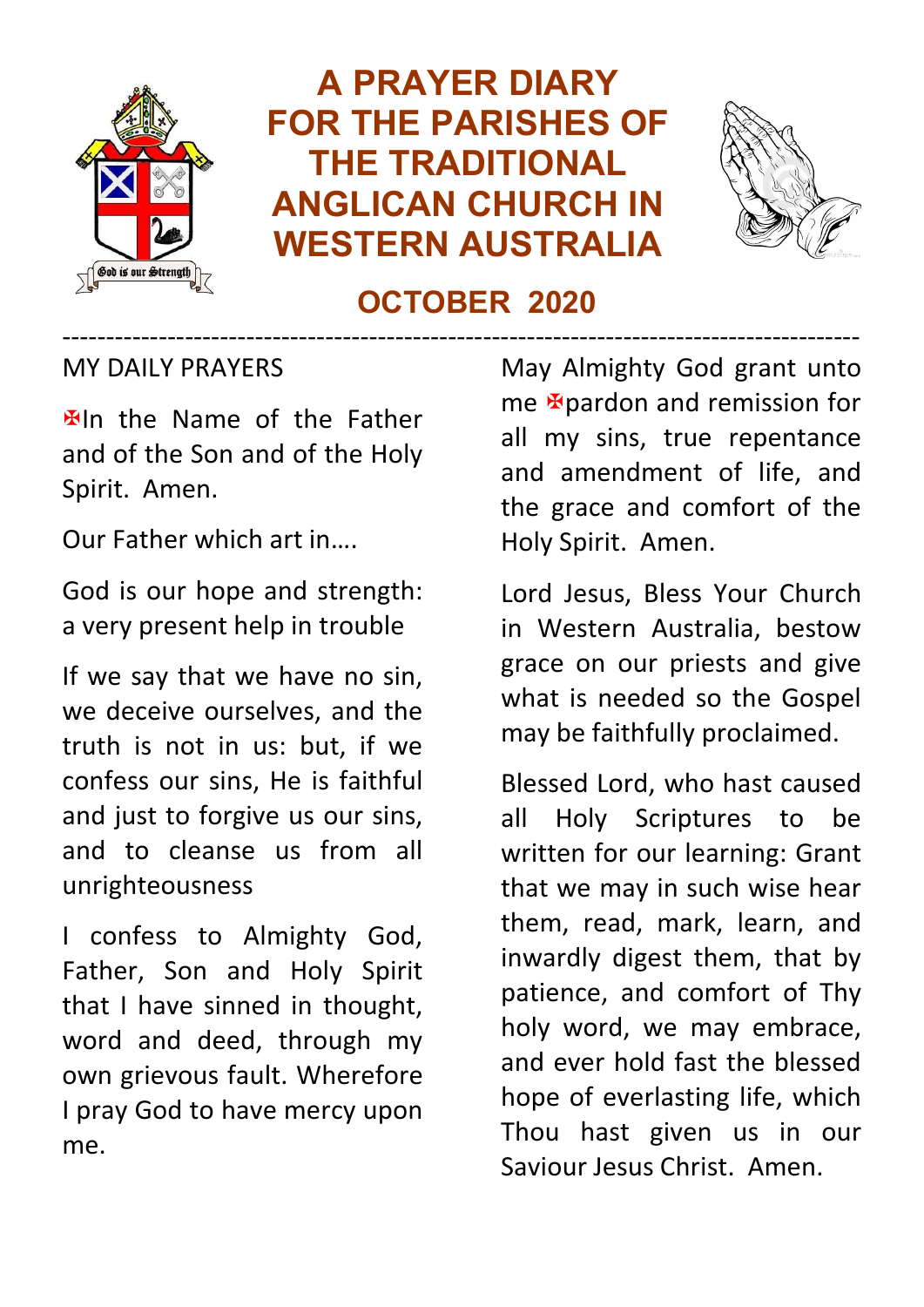# A PRAYER DIARY FOR THE PARISHES OF THE TRADITIONAL ANGLICAN CHURCH IN WESTERN AUSTRALIA

## OCTOBER 2020

---

MY DAILY PRAYERS

✠In the Name of the Father and of the Son and of the Holy Spirit. Amen.

Our Father which art in….

God is our hope and strength: a very present help in trouble

If we say that we have no sin, we deceive ourselves, and the truth is not in us: but, if we confess our sins, He is faithful and just to forgive us our sins, and to cleanse us from all unrighteousness

I confess to Almighty God, Father, Son and Holy Spirit that I have sinned in thought, word and deed, through my own grievous fault. Wherefore I pray God to have mercy upon me.

May Almighty God grant unto me ✠pardon and remission for all my sins, true repentance and amendment of life, and the grace and comfort of the Holy Spirit. Amen.

Lord Jesus, Bless Your Church in Western Australia, bestow grace on our priests and give what is needed so the Gospel may be faithfully proclaimed.

Blessed Lord, who hast caused all Holy Scriptures to be written for our learning: Grant that we may in such wise hear them, read, mark, learn, and inwardly digest them, that by patience, and comfort of Thy holy word, we may embrace, and ever hold fast the blessed hope of everlasting life, which Thou hast given us in our Saviour Jesus Christ. Amen.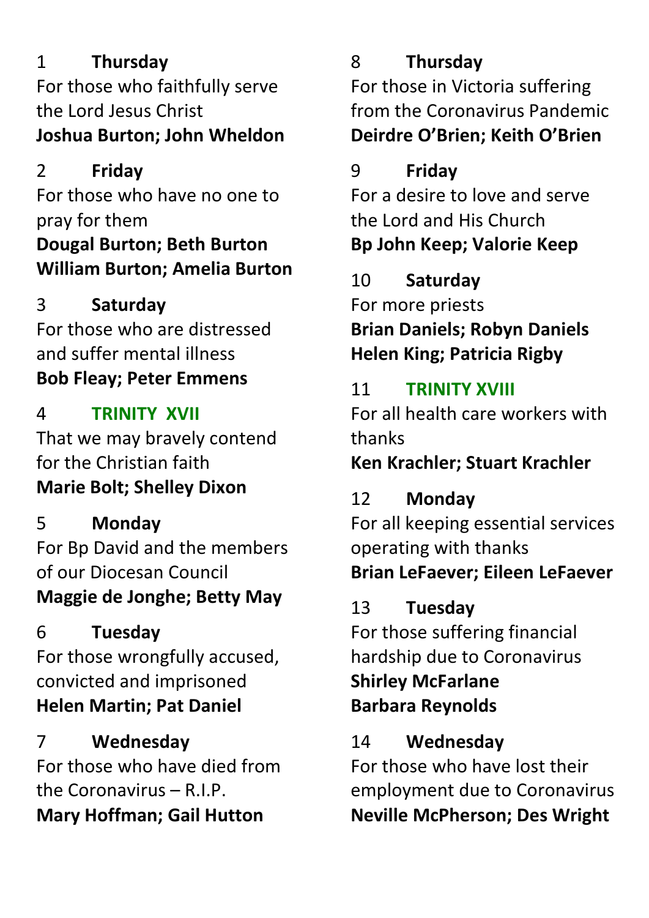1 **Thursday**
For those who faithfully serve the Lord Jesus Christ
**Joshua Burton; John Wheldon**

2 **Friday**
For those who have no one to pray for them
**Dougal Burton; Beth Burton**
**William Burton; Amelia Burton**

3 **Saturday**
For those who are distressed and suffer mental illness
**Bob Fleay; Peter Emmens**

4 **TRINITY XVII**
That we may bravely contend for the Christian faith
**Marie Bolt; Shelley Dixon**

5 **Monday**
For Bp David and the members of our Diocesan Council
**Maggie de Jonghe; Betty May**

6 **Tuesday**
For those wrongfully accused, convicted and imprisoned
**Helen Martin; Pat Daniel**

7 **Wednesday**
For those who have died from the Coronavirus – R.I.P.
**Mary Hoffman; Gail Hutton**

8 **Thursday**
For those in Victoria suffering from the Coronavirus Pandemic
**Deirdre O'Brien; Keith O'Brien**

9 **Friday**
For a desire to love and serve the Lord and His Church
**Bp John Keep; Valorie Keep**

10 **Saturday**
For more priests
**Brian Daniels; Robyn Daniels**
**Helen King; Patricia Rigby**

11 **TRINITY XVIII**
For all health care workers with thanks
**Ken Krachler; Stuart Krachler**

12 **Monday**
For all keeping essential services operating with thanks
**Brian LeFaever; Eileen LeFaever**

13 **Tuesday**
For those suffering financial hardship due to Coronavirus
**Shirley McFarlane**
**Barbara Reynolds**

14 **Wednesday**
For those who have lost their employment due to Coronavirus
**Neville McPherson; Des Wright**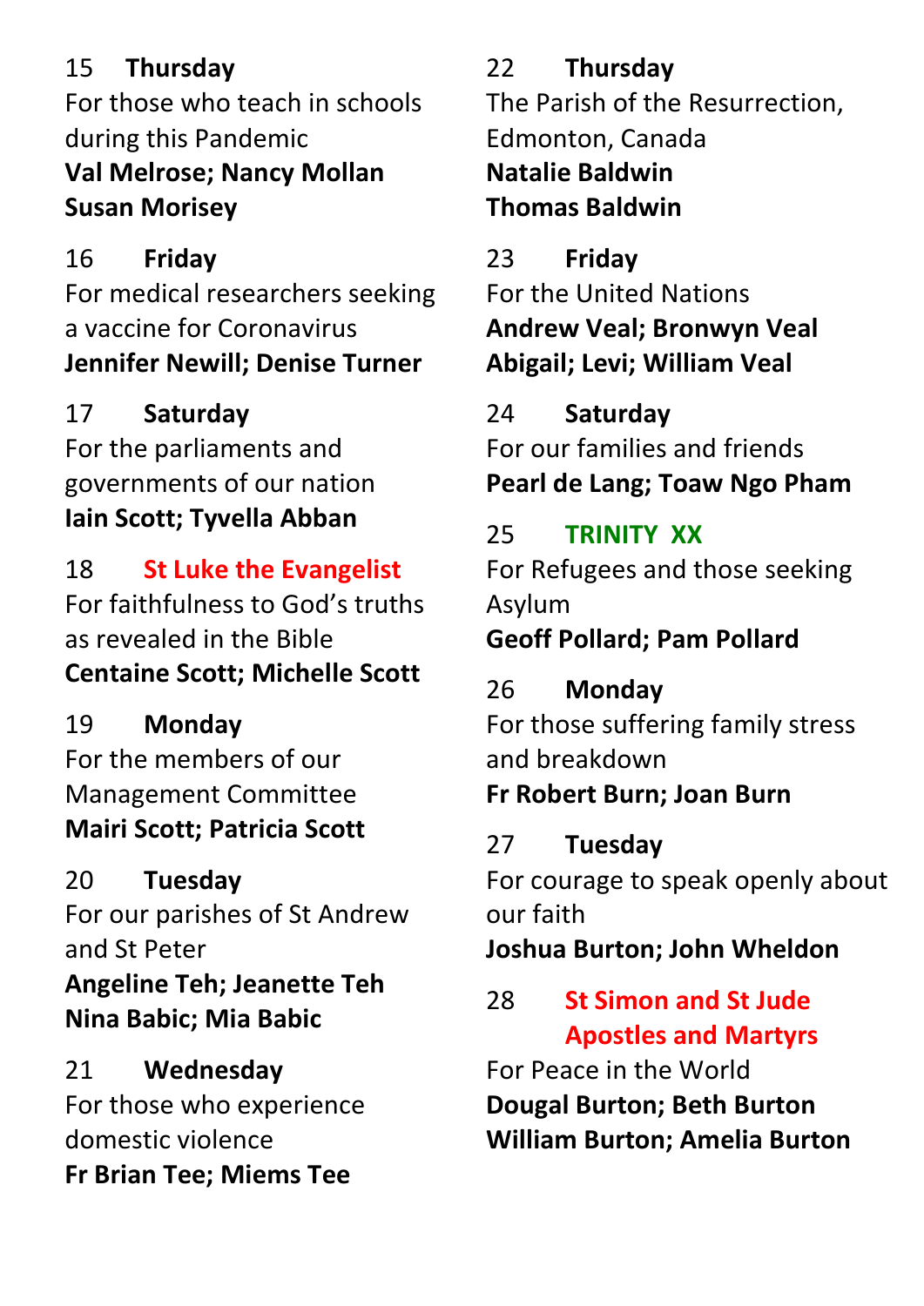15 **Thursday**
For those who teach in schools during this Pandemic
**Val Melrose; Nancy Mollan**
**Susan Morisey**

16 **Friday**
For medical researchers seeking a vaccine for Coronavirus
**Jennifer Newill; Denise Turner**

17 **Saturday**
For the parliaments and governments of our nation
**Iain Scott; Tyvella Abban**

18 **St Luke the Evangelist**
For faithfulness to God's truths as revealed in the Bible
**Centaine Scott; Michelle Scott**

19 **Monday**
For the members of our Management Committee
**Mairi Scott; Patricia Scott**

20 **Tuesday**
For our parishes of St Andrew and St Peter
**Angeline Teh; Jeanette Teh**
**Nina Babic; Mia Babic**

21 **Wednesday**
For those who experience domestic violence
**Fr Brian Tee; Miems Tee**

22 **Thursday**
The Parish of the Resurrection, Edmonton, Canada
**Natalie Baldwin**
**Thomas Baldwin**

23 **Friday**
For the United Nations
**Andrew Veal; Bronwyn Veal**
**Abigail; Levi; William Veal**

24 **Saturday**
For our families and friends
**Pearl de Lang; Toaw Ngo Pham**

25 **TRINITY XX**
For Refugees and those seeking Asylum
**Geoff Pollard; Pam Pollard**

26 **Monday**
For those suffering family stress and breakdown
**Fr Robert Burn; Joan Burn**

27 **Tuesday**
For courage to speak openly about our faith
**Joshua Burton; John Wheldon**

28 **St Simon and St Jude Apostles and Martyrs**
For Peace in the World
**Dougal Burton; Beth Burton**
**William Burton; Amelia Burton**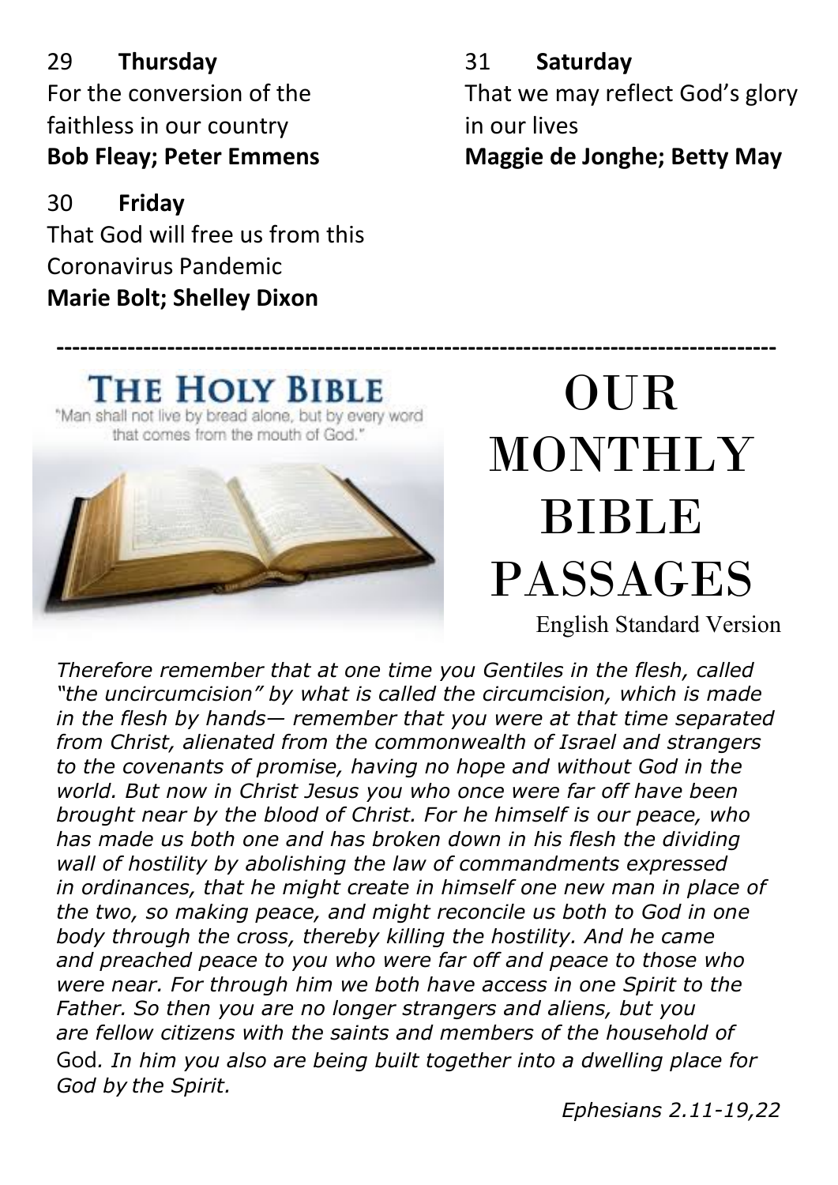29 **Thursday**
For the conversion of the faithless in our country
**Bob Fleay; Peter Emmens**

30 **Friday**
That God will free us from this Coronavirus Pandemic
**Marie Bolt; Shelley Dixon**

31 **Saturday**
That we may reflect God's glory in our lives
**Maggie de Jonghe; Betty May**

---

THE HOLY BIBLE
"Man shall not live by bread alone, but by every word that comes from the mouth of God."

# OUR MONTHLY BIBLE PASSAGES

English Standard Version

*Therefore remember that at one time you Gentiles in the flesh, called "the uncircumcision" by what is called the circumcision, which is made in the flesh by hands— remember that you were at that time separated from Christ, alienated from the commonwealth of Israel and strangers to the covenants of promise, having no hope and without God in the world. But now in Christ Jesus you who once were far off have been brought near by the blood of Christ. For he himself is our peace, who has made us both one and has broken down in his flesh the dividing wall of hostility by abolishing the law of commandments expressed in ordinances, that he might create in himself one new man in place of the two, so making peace, and might reconcile us both to God in one body through the cross, thereby killing the hostility. And he came and preached peace to you who were far off and peace to those who were near. For through him we both have access in one Spirit to the Father. So then you are no longer strangers and aliens, but you are fellow citizens with the saints and members of the household of* God*. In him you also are being built together into a dwelling place for God by the Spirit.*

*Ephesians 2.11-19,22*